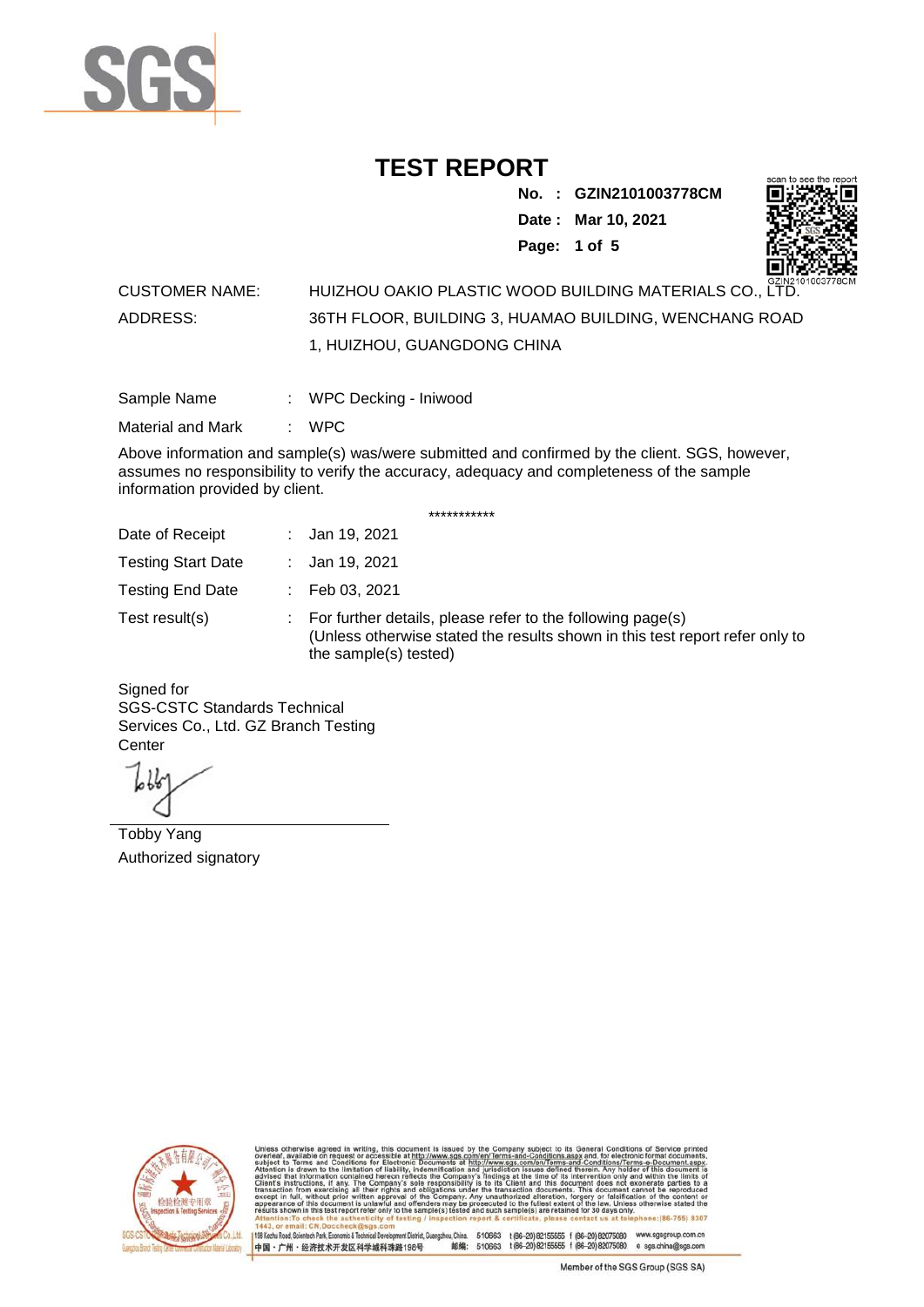# TEST REPORT

**No. : GZIN2101003778CM**
**Date : Mar 10, 2021**

CUSTOMER NAME: HUIZHOU OAKIO PLASTIC WOOD BUILDING MATERIALS CO., LTD.
ADDRESS: 36TH FLOOR, BUILDING 3, HUAMAO BUILDING, WENCHANG ROAD 1, HUIZHOU, GUANGDONG CHINA

Sample Name : WPC Decking - Iniwood

Material and Mark : WPC

Above information and sample(s) was/were submitted and confirmed by the client. SGS, however, assumes no responsibility to verify the accuracy, adequacy and completeness of the sample information provided by client.

***********

Date of Receipt : Jan 19, 2021

Testing Start Date : Jan 19, 2021

Testing End Date : Feb 03, 2021

Test result(s) : For further details, please refer to the following page(s)
(Unless otherwise stated the results shown in this test report refer only to the sample(s) tested)

Signed for
SGS-CSTC Standards Technical Services Co., Ltd. GZ Branch Testing Center

Tobby Yang
Authorized signatory

Unless otherwise agreed in writing, this document is issued by the Company subject to its General Conditions of Service printed overleaf, available on request or accessible at http://www.sgs.com/en/Terms-and-Conditions.aspx and, for electronic format documents, subject to Terms and Conditions for Electronic Documents at http://www.sgs.com/en/Terms-and-Conditions/Terms-e-Document.aspx. Attention is drawn to the limitation of liability, indemnification and jurisdiction issues defined therein. Any holder of this document is advised that information contained hereon reflects the Company's findings at the time of its intervention only and within the limits of Client's instructions, if any. The Company's sole responsibility is to its Client and this document does not exonerate parties to a transaction from exercising all their rights and obligations under the transaction documents. This document cannot be reproduced except in full, without prior written approval of the Company. Any unauthorized alteration, forgery or falsification of the content or appearance of this document is unlawful and offenders may be prosecuted to the fullest extent of the law. Unless otherwise stated the results shown in this test report refer only to the sample(s) tested and such sample(s) are retained for 30 days only.
Attention: To check the authenticity of testing / inspection report & certificate, please contact us at telephone: (86-755) 8307 1443, or email: CN.Doccheck@sgs.com

198 Kezhu Road, Scientech Park, Economic & Technical Development District, Guangzhou, China. 510663 t (86-20) 82155555 f (86-20) 82075080 www.sgsgroup.com.cn
中国・广州・经济技术开发区科学城科珠路198号 邮编: 510663 t (86-20) 82155555 f (86-20) 82075080 e sgs.china@sgs.com

Member of the SGS Group (SGS SA)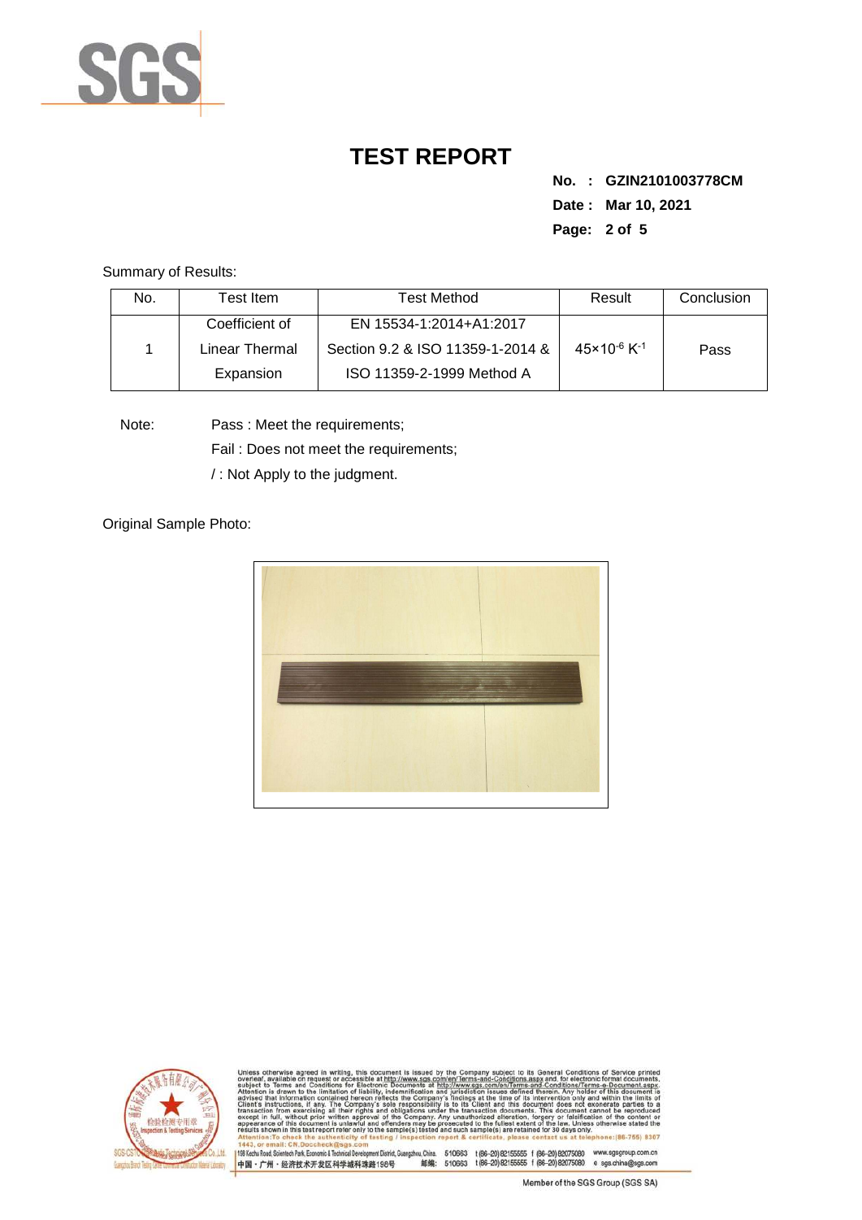# TEST REPORT

**No. : GZIN2101003778CM**

**Date : Mar 10, 2021**

Summary of Results:

| No. | Test Item | Test Method | Result | Conclusion |
|---|---|---|---|---|
| 1 | Coefficient of Linear Thermal Expansion | EN 15534-1:2014+A1:2017 Section 9.2 & ISO 11359-1-2014 & ISO 11359-2-1999 Method A | $45 \times 10^{-6}\ K^{-1}$ | Pass |

Note: Pass : Meet the requirements;

Fail : Does not meet the requirements;

/ : Not Apply to the judgment.

Original Sample Photo: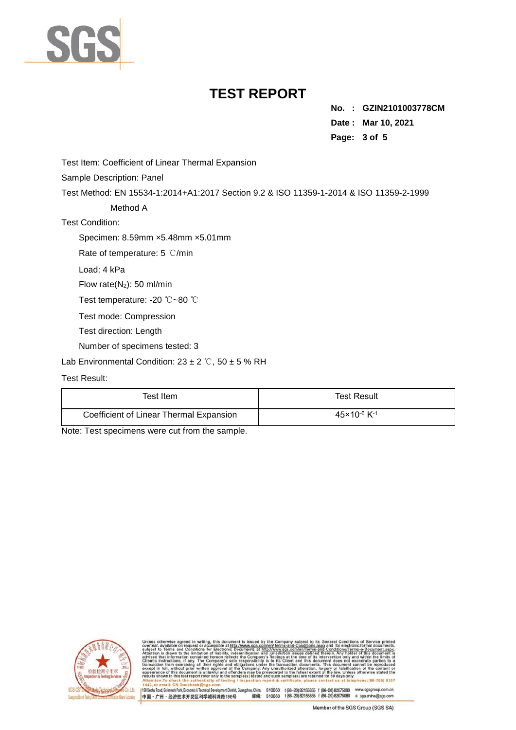# TEST REPORT

**No. : GZIN2101003778CM**
**Date : Mar 10, 2021**

Test Item: Coefficient of Linear Thermal Expansion

Sample Description: Panel

Test Method: EN 15534-1:2014+A1:2017 Section 9.2 & ISO 11359-1-2014 & ISO 11359-2-1999 Method A

Test Condition:

- Specimen: 8.59mm ×5.48mm ×5.01mm
- Rate of temperature: 5 ℃/min
- Load: 4 kPa
- Flow rate($N_2$): 50 ml/min
- Test temperature: -20 ℃~80 ℃
- Test mode: Compression
- Test direction: Length
- Number of specimens tested: 3

Lab Environmental Condition: 23 ± 2 ℃, 50 ± 5 % RH

Test Result:

| Test Item | Test Result |
| --- | --- |
| Coefficient of Linear Thermal Expansion | $45×10^{-6}$ $K^{-1}$ |

Note: Test specimens were cut from the sample.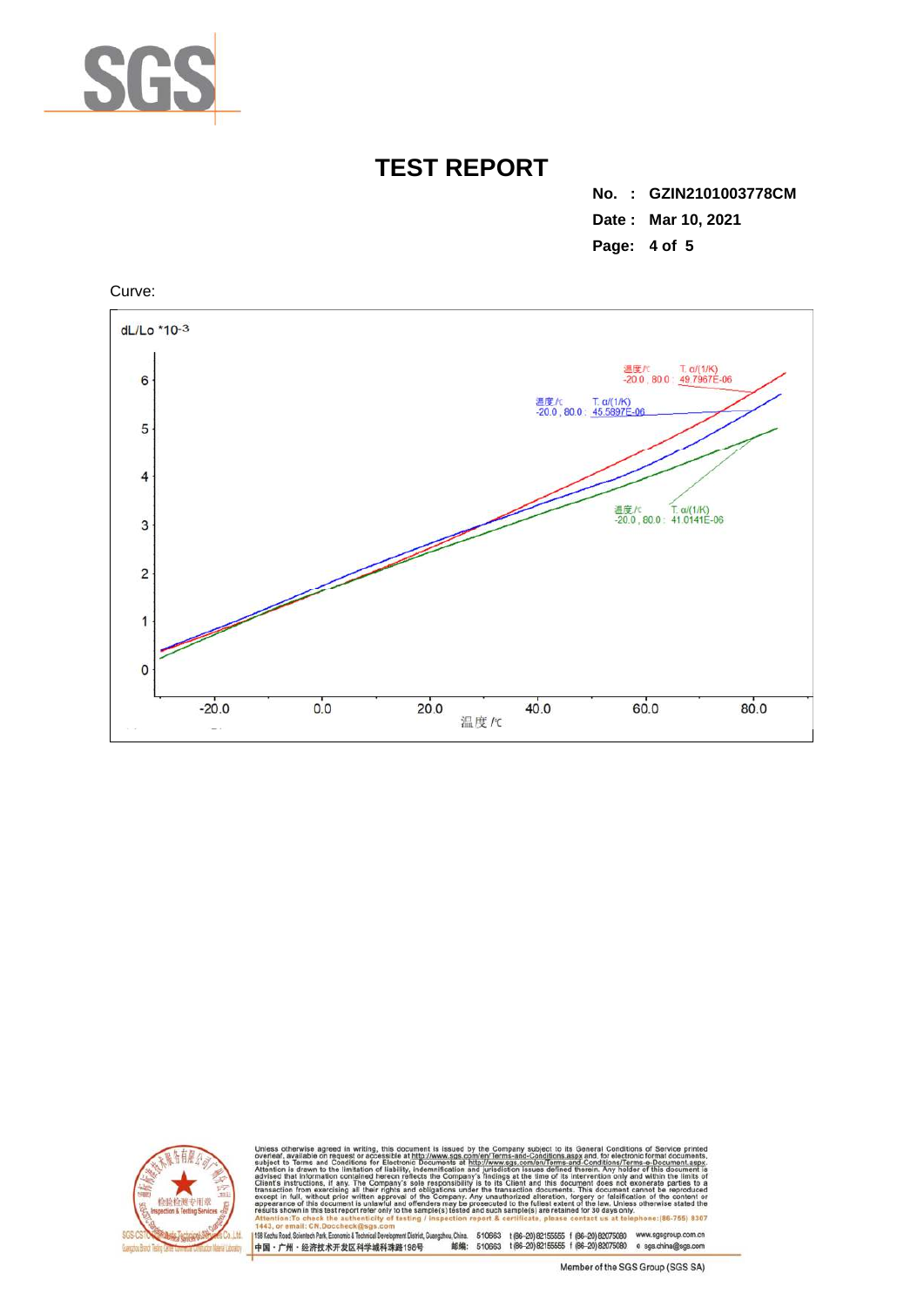# TEST REPORT

**No. : GZIN2101003778CM**

**Date : Mar 10, 2021**

Curve:

dL/Lo *10^-3

温度/℃　T. α/(1/K)
-20.0 , 80.0 : 49.7967E-06

温度/℃　T. α/(1/K)
-20.0 , 80.0 : 45.5897E-06

温度/℃　T. α/(1/K)
-20.0 , 80.0 : 41.0141E-06

温度 /℃

Unless otherwise agreed in writing, this document is issued by the Company subject to its General Conditions of Service printed overleaf, available on request or accessible at http://www.sgs.com/en/Terms-and-Conditions.aspx and, for electronic format documents, subject to Terms and Conditions for Electronic Documents at http://www.sgs.com/en/Terms-and-Conditions/Terms-e-Document.aspx. Attention is drawn to the limitation of liability, indemnification and jurisdiction issues defined therein. Any holder of this document is advised that information contained hereon reflects the Company's findings at the time of its intervention only and within the limits of Client's instructions, if any. The Company's sole responsibility is to its Client and this document does not exonerate parties to a transaction from exercising all their rights and obligations under the transaction documents. This document cannot be reproduced except in full, without prior written approval of the Company. Any unauthorized alteration, forgery or falsification of the content or appearance of this document is unlawful and offenders may be prosecuted to the fullest extent of the law. Unless otherwise stated the results shown in this test report refer only to the sample(s) tested and such sample(s) are retained for 30 days only.
Attention:To check the authenticity of testing / inspection report & certificate, please contact us at telephone:(86-755) 8307 1443, or email: CN.Doccheck@sgs.com

198 Kezhu Road, Scientech Park, Economic & Technical Development District, Guangzhou, China. 510663 t (86-20) 82155555 f (86-20) 82075080 www.sgsgroup.com.cn
中国・广州・经济技术开发区科学城科珠路198号 邮编: 510663 t (86-20) 82155555 f (86-20) 82075080 e sgs.china@sgs.com

Member of the SGS Group (SGS SA)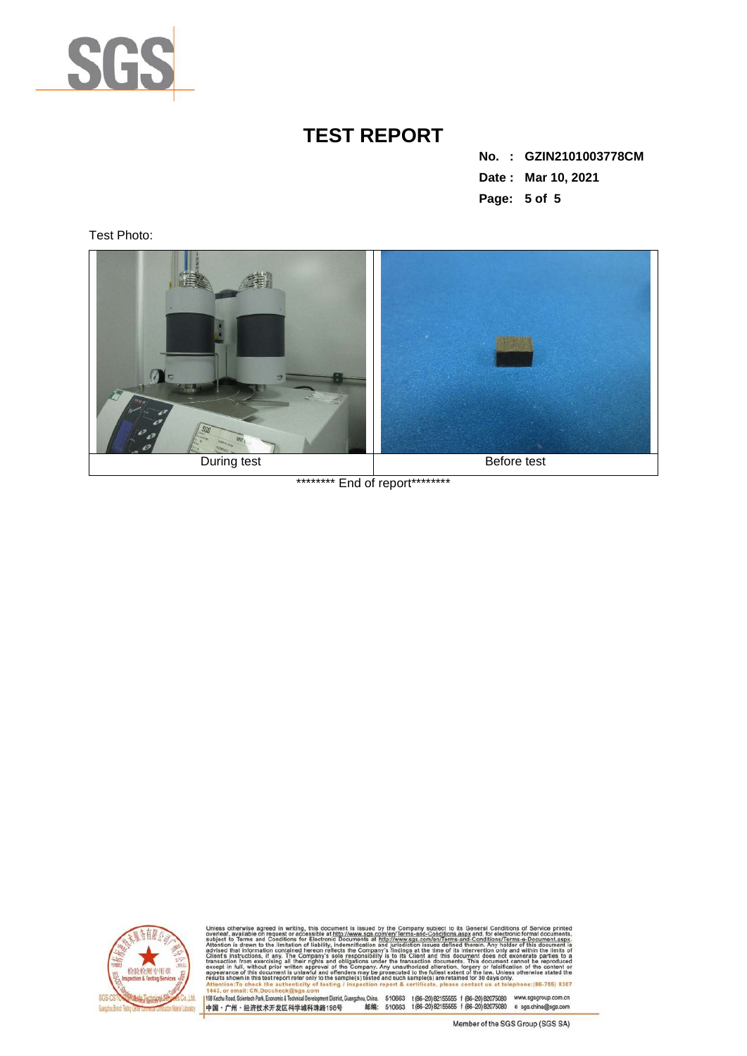# TEST REPORT

**No. : GZIN2101003778CM**

**Date : Mar 10, 2021**

Test Photo:

| During test | Before test |
| --- | --- |

******** End of report********

Unless otherwise agreed in writing, this document is issued by the Company subject to its General Conditions of Service printed overleaf, available on request or accessible at http://www.sgs.com/en/Terms-and-Conditions.aspx and, for electronic format documents, subject to Terms and Conditions for Electronic Documents at http://www.sgs.com/en/Terms-and-Conditions/Terms-e-Document.aspx. Attention is drawn to the limitation of liability, indemnification and jurisdiction issues defined therein. Any holder of this document is advised that information contained hereon reflects the Company's findings at the time of its intervention only and within the limits of Client's instructions, if any. The Company's sole responsibility is to its Client and this document does not exonerate parties to a transaction from exercising all their rights and obligations under the transaction documents. This document cannot be reproduced except in full, without prior written approval of the Company. Any unauthorized alteration, forgery or falsification of the content or appearance of this document is unlawful and offenders may be prosecuted to the fullest extent of the law. Unless otherwise stated the results shown in this test report refer only to the sample(s) tested and such sample(s) are retained for 30 days only.
Attention:To check the authenticity of testing / inspection report & certificate, please contact us at telephone:(86-755) 8307 1443, or email: CN.Doccheck@sgs.com

198 Kezhu Road, Scientech Park, Economic & Technical Development District, Guangzhou, China. 510663 t (86-20) 82155555 f (86-20) 82075080 www.sgsgroup.com.cn
中国・广州・经济技术开发区科学城科珠路198号 邮编: 510663 t (86-20) 82155555 f (86-20) 82075080 e sgs.china@sgs.com

Member of the SGS Group (SGS SA)